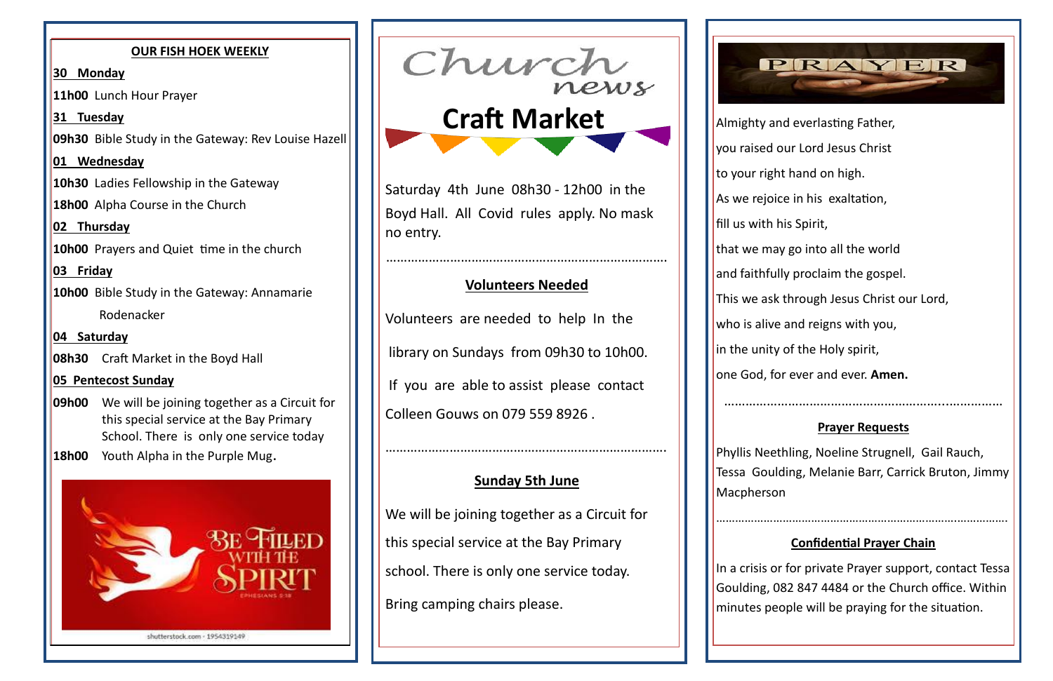## OUR FISH HOEK WEEKLY

**30 Monday**

**11h00** Lunch Hour Prayer

**31 Tuesday**

**09h30** Bible Study in the Gateway: Rev Louise Hazell

**01 Wednesday**

**10h30** Ladies Fellowship in the Gateway

**18h00** Alpha Course in the Church

**02 Thursday**

**10h00** Prayers and Quiet time in the church

**03 Friday**

**10h00** Bible Study in the Gateway: Annamarie Rodenacker

**04 Saturday**

**08h30** Craft Market in the Boyd Hall

**05 Pentecost Sunday**

**09h00** We will be joining together as a Circuit for this special service at the Bay Primary School. There is only one service today

**18h00** Youth Alpha in the Purple Mug.

BE FILLED WITH THE SPIRIT

EPHESIANS 5:18

shutterstock.com · 1954319149

# Church news

## Craft Market

Saturday 4th June 08h30 - 12h00 in the Boyd Hall. All Covid rules apply. No mask no entry.

……………………………………………………………………

### Volunteers Needed

Volunteers are needed to help In the library on Sundays from 09h30 to 10h00.

If you are able to assist please contact Colleen Gouws on 079 559 8926 .

……………………………………………………………………

### Sunday 5th June

We will be joining together as a Circuit for this special service at the Bay Primary school. There is only one service today.

Bring camping chairs please.

## PRAYER

Almighty and everlasting Father,
you raised our Lord Jesus Christ
to your right hand on high.
As we rejoice in his exaltation,
fill us with his Spirit,
that we may go into all the world
and faithfully proclaim the gospel.
This we ask through Jesus Christ our Lord,
who is alive and reigns with you,
in the unity of the Holy spirit,
one God, for ever and ever. **Amen.**

……………………………………………………………………

### Prayer Requests

Phyllis Neethling, Noeline Strugnell, Gail Rauch, Tessa Goulding, Melanie Barr, Carrick Bruton, Jimmy Macpherson

……………………………………………………………………

### Confidential Prayer Chain

In a crisis or for private Prayer support, contact Tessa Goulding, 082 847 4484 or the Church office. Within minutes people will be praying for the situation.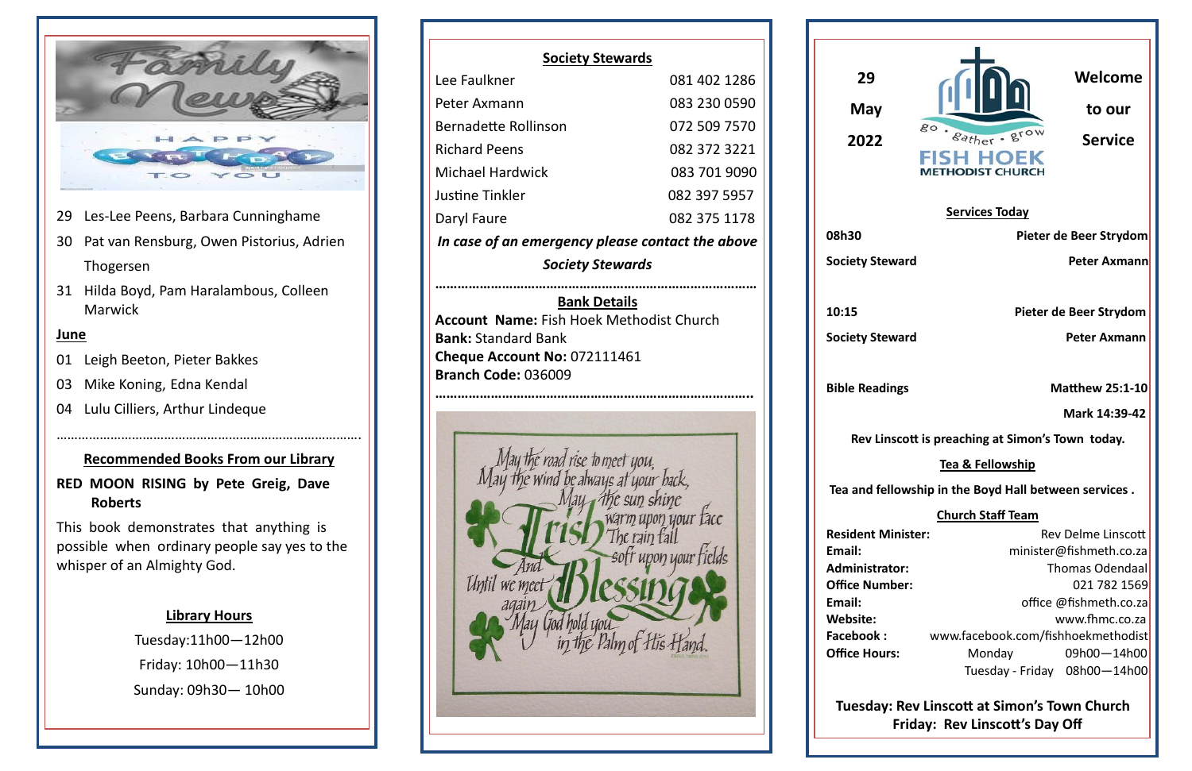## Family News

HAPPY BIRTHDAY TO YOU

- 29 Les-Lee Peens, Barbara Cunninghame
- 30 Pat van Rensburg, Owen Pistorius, Adrien Thogersen
- 31 Hilda Boyd, Pam Haralambous, Colleen Marwick

**June**

- 01 Leigh Beeton, Pieter Bakkes
- 03 Mike Koning, Edna Kendal
- 04 Lulu Cilliers, Arthur Lindeque

………………………………………………………………………

### Recommended Books From our Library

**RED MOON RISING by Pete Greig, Dave Roberts**

This book demonstrates that anything is possible when ordinary people say yes to the whisper of an Almighty God.

### Library Hours

Tuesday:11h00—12h00

Friday: 10h00—11h30

Sunday: 09h30— 10h00

### Society Stewards

| | |
|---|---|
| Lee Faulkner | 081 402 1286 |
| Peter Axmann | 083 230 0590 |
| Bernadette Rollinson | 072 509 7570 |
| Richard Peens | 082 372 3221 |
| Michael Hardwick | 083 701 9090 |
| Justine Tinkler | 082 397 5957 |
| Daryl Faure | 082 375 1178 |

***In case of an emergency please contact the above Society Stewards***

…………………………………………………………………………

### Bank Details

**Account Name:** Fish Hoek Methodist Church
**Bank:** Standard Bank
**Cheque Account No:** 072111461
**Branch Code:** 036009

…………………………………………………………………………

May the road rise to meet you,
May the wind be always at your back,
May the sun shine warm upon your face
The rain fall soft upon your fields
And until we meet again
May God hold you in the Palm of His Hand.

Irish Blessing

**29 May 2022**

go · gather · grow
FISH HOEK METHODIST CHURCH

**Welcome to our Service**

### Services Today

| | |
|---|---|
| **08h30** | **Pieter de Beer Strydom** |
| **Society Steward** | **Peter Axmann** |
| **10:15** | **Pieter de Beer Strydom** |
| **Society Steward** | **Peter Axmann** |
| **Bible Readings** | **Matthew 25:1-10** |
| | **Mark 14:39-42** |

**Rev Linscott is preaching at Simon's Town today.**

### Tea & Fellowship

**Tea and fellowship in the Boyd Hall between services .**

### Church Staff Team

| | |
|---|---|
| **Resident Minister:** | Rev Delme Linscott |
| **Email:** | minister@fishmeth.co.za |
| **Administrator:** | Thomas Odendaal |
| **Office Number:** | 021 782 1569 |
| **Email:** | office @fishmeth.co.za |
| **Website:** | www.fhmc.co.za |
| **Facebook :** | www.facebook.com/fishhoekmethodist |
| **Office Hours:** | Monday 09h00—14h00 |
| | Tuesday - Friday 08h00—14h00 |

**Tuesday: Rev Linscott at Simon's Town Church**
**Friday: Rev Linscott's Day Off**